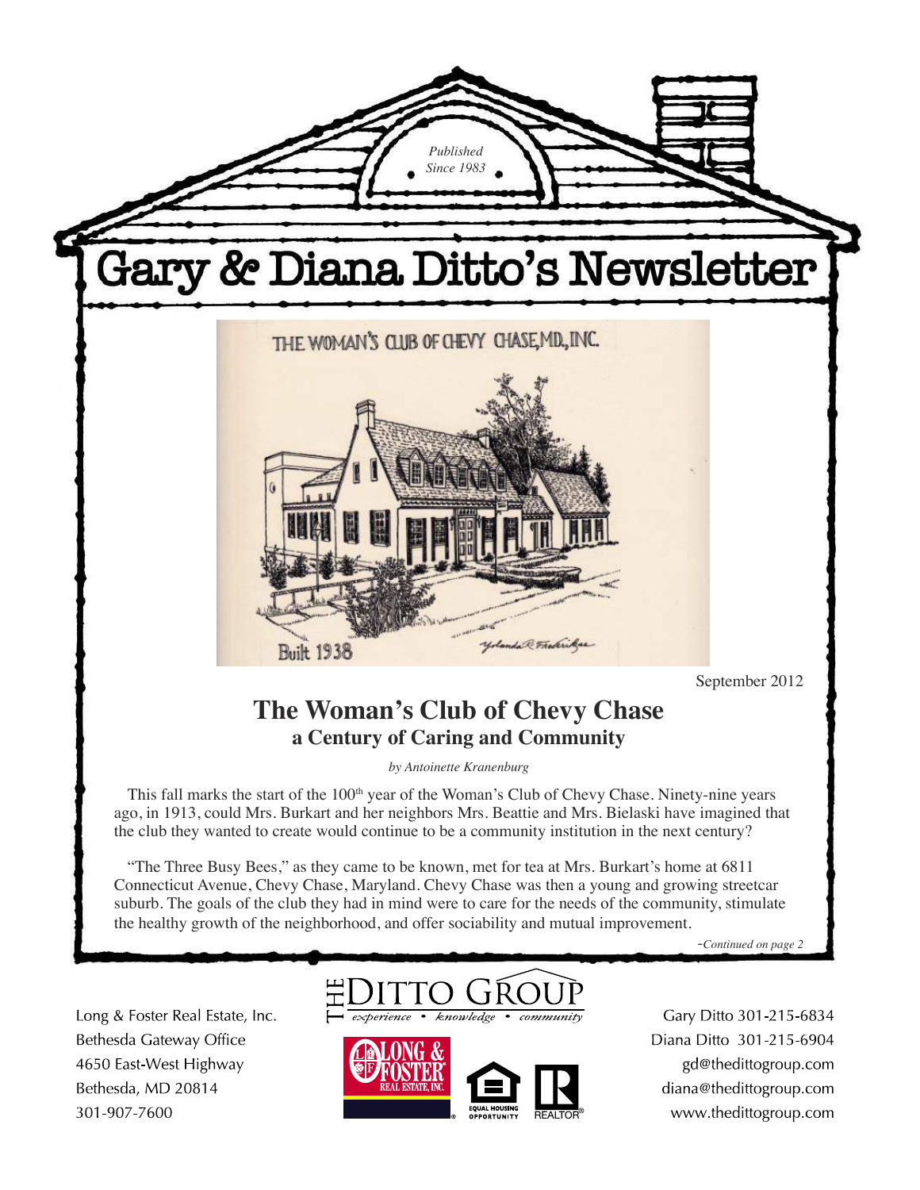*Published Since 1983*

# Gary & Diana Ditto's Newsletter

THE WOMAN'S CLUB OF CHEVY CHASE, MD., INC.

Built 1938

September 2012

## The Woman's Club of Chevy Chase
### a Century of Caring and Community

*by Antoinette Kranenburg*

This fall marks the start of the 100th year of the Woman's Club of Chevy Chase. Ninety-nine years ago, in 1913, could Mrs. Burkart and her neighbors Mrs. Beattie and Mrs. Bielaski have imagined that the club they wanted to create would continue to be a community institution in the next century?

"The Three Busy Bees," as they came to be known, met for tea at Mrs. Burkart's home at 6811 Connecticut Avenue, Chevy Chase, Maryland. Chevy Chase was then a young and growing streetcar suburb. The goals of the club they had in mind were to care for the needs of the community, stimulate the healthy growth of the neighborhood, and offer sociability and mutual improvement.

*-Continued on page 2*

THE DITTO GROUP
*experience • knowledge • community*

Long & Foster Real Estate, Inc.
Bethesda Gateway Office
4650 East-West Highway
Bethesda, MD 20814
301-907-7600

Gary Ditto 301-215-6834
Diana Ditto 301-215-6904
gd@thedittogroup.com
diana@thedittogroup.com
www.thedittogroup.com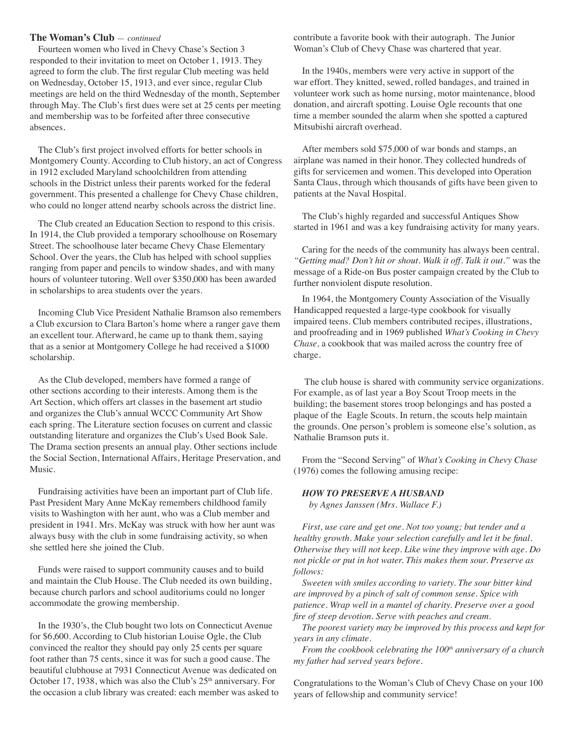**The Woman's Club** — *continued*

Fourteen women who lived in Chevy Chase's Section 3 responded to their invitation to meet on October 1, 1913. They agreed to form the club. The first regular Club meeting was held on Wednesday, October 15, 1913, and ever since, regular Club meetings are held on the third Wednesday of the month, September through May. The Club's first dues were set at 25 cents per meeting and membership was to be forfeited after three consecutive absences.

The Club's first project involved efforts for better schools in Montgomery County. According to Club history, an act of Congress in 1912 excluded Maryland schoolchildren from attending schools in the District unless their parents worked for the federal government. This presented a challenge for Chevy Chase children, who could no longer attend nearby schools across the district line.

The Club created an Education Section to respond to this crisis. In 1914, the Club provided a temporary schoolhouse on Rosemary Street. The schoolhouse later became Chevy Chase Elementary School. Over the years, the Club has helped with school supplies ranging from paper and pencils to window shades, and with many hours of volunteer tutoring. Well over $350,000 has been awarded in scholarships to area students over the years.

Incoming Club Vice President Nathalie Bramson also remembers a Club excursion to Clara Barton's home where a ranger gave them an excellent tour. Afterward, he came up to thank them, saying that as a senior at Montgomery College he had received a $1000 scholarship.

As the Club developed, members have formed a range of other sections according to their interests. Among them is the Art Section, which offers art classes in the basement art studio and organizes the Club's annual WCCC Community Art Show each spring. The Literature section focuses on current and classic outstanding literature and organizes the Club's Used Book Sale. The Drama section presents an annual play. Other sections include the Social Section, International Affairs, Heritage Preservation, and Music.

Fundraising activities have been an important part of Club life. Past President Mary Anne McKay remembers childhood family visits to Washington with her aunt, who was a Club member and president in 1941. Mrs. McKay was struck with how her aunt was always busy with the club in some fundraising activity, so when she settled here she joined the Club.

Funds were raised to support community causes and to build and maintain the Club House. The Club needed its own building, because church parlors and school auditoriums could no longer accommodate the growing membership.

In the 1930's, the Club bought two lots on Connecticut Avenue for $6,600. According to Club historian Louise Ogle, the Club convinced the realtor they should pay only 25 cents per square foot rather than 75 cents, since it was for such a good cause. The beautiful clubhouse at 7931 Connecticut Avenue was dedicated on October 17, 1938, which was also the Club's 25th anniversary. For the occasion a club library was created: each member was asked to contribute a favorite book with their autograph. The Junior Woman's Club of Chevy Chase was chartered that year.

In the 1940s, members were very active in support of the war effort. They knitted, sewed, rolled bandages, and trained in volunteer work such as home nursing, motor maintenance, blood donation, and aircraft spotting. Louise Ogle recounts that one time a member sounded the alarm when she spotted a captured Mitsubishi aircraft overhead.

After members sold $75,000 of war bonds and stamps, an airplane was named in their honor. They collected hundreds of gifts for servicemen and women. This developed into Operation Santa Claus, through which thousands of gifts have been given to patients at the Naval Hospital.

The Club's highly regarded and successful Antiques Show started in 1961 and was a key fundraising activity for many years.

Caring for the needs of the community has always been central. *"Getting mad? Don't hit or shout. Walk it off. Talk it out."* was the message of a Ride-on Bus poster campaign created by the Club to further nonviolent dispute resolution.

In 1964, the Montgomery County Association of the Visually Handicapped requested a large-type cookbook for visually impaired teens. Club members contributed recipes, illustrations, and proofreading and in 1969 published *What's Cooking in Chevy Chase,* a cookbook that was mailed across the country free of charge.

The club house is shared with community service organizations. For example, as of last year a Boy Scout Troop meets in the building; the basement stores troop belongings and has posted a plaque of the Eagle Scouts. In return, the scouts help maintain the grounds. One person's problem is someone else's solution, as Nathalie Bramson puts it.

From the "Second Serving" of *What's Cooking in Chevy Chase* (1976) comes the following amusing recipe:

***HOW TO PRESERVE A HUSBAND***
*by Agnes Janssen (Mrs. Wallace F.)*

*First, use care and get one. Not too young; but tender and a healthy growth. Make your selection carefully and let it be final. Otherwise they will not keep. Like wine they improve with age. Do not pickle or put in hot water. This makes them sour. Preserve as follows:*

*Sweeten with smiles according to variety. The sour bitter kind are improved by a pinch of salt of common sense. Spice with patience. Wrap well in a mantel of charity. Preserve over a good fire of steep devotion. Serve with peaches and cream.*

*The poorest variety may be improved by this process and kept for years in any climate.*

*From the cookbook celebrating the 100th anniversary of a church my father had served years before.*

Congratulations to the Woman's Club of Chevy Chase on your 100 years of fellowship and community service!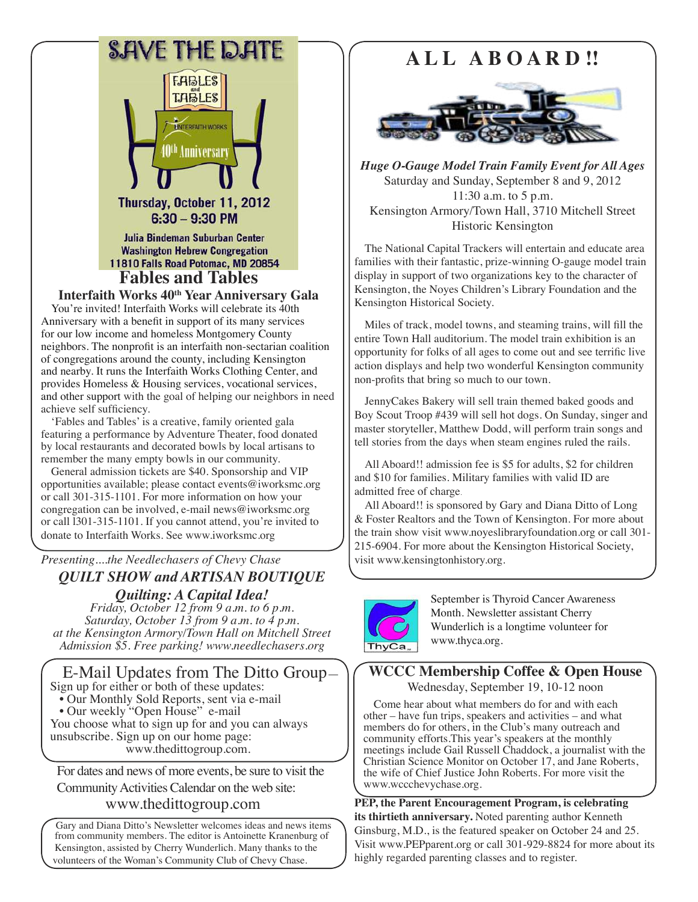# SAVE THE DATE

FABLES and TABLES

INTERFAITH WORKS 40th Anniversary

Thursday, October 11, 2012
6:30 – 9:30 PM

Julia Bindeman Suburban Center
Washington Hebrew Congregation
11810 Falls Road Potomac, MD 20854

## Fables and Tables

### Interfaith Works 40th Year Anniversary Gala

You're invited! Interfaith Works will celebrate its 40th Anniversary with a benefit in support of its many services for our low income and homeless Montgomery County neighbors. The nonprofit is an interfaith non-sectarian coalition of congregations around the county, including Kensington and nearby. It runs the Interfaith Works Clothing Center, and provides Homeless & Housing services, vocational services, and other support with the goal of helping our neighbors in need achieve self sufficiency.

'Fables and Tables' is a creative, family oriented gala featuring a performance by Adventure Theater, food donated by local restaurants and decorated bowls by local artisans to remember the many empty bowls in our community.

General admission tickets are $40. Sponsorship and VIP opportunities available; please contact events@iworksmc.org or call 301-315-1101. For more information on how your congregation can be involved, e-mail news@iworksmc.org or call l301-315-1101. If you cannot attend, you're invited to donate to Interfaith Works. See www.iworksmc.org

*Presenting....the Needlechasers of Chevy Chase*

### *QUILT SHOW and ARTISAN BOUTIQUE*

### *Quilting: A Capital Idea!*

*Friday, October 12 from 9 a.m. to 6 p.m.*
*Saturday, October 13 from 9 a.m. to 4 p.m.*
*at the Kensington Armory/Town Hall on Mitchell Street*
*Admission $5. Free parking! www.needlechasers.org*

## E-Mail Updates from The Ditto Group—

Sign up for either or both of these updates:

- Our Monthly Sold Reports, sent via e-mail
- Our weekly "Open House" e-mail

You choose what to sign up for and you can always unsubscribe. Sign up on our home page: www.thedittogroup.com.

For dates and news of more events, be sure to visit the Community Activities Calendar on the web site: www.thedittogroup.com

Gary and Diana Ditto's Newsletter welcomes ideas and news items from community members. The editor is Antoinette Kranenburg of Kensington, assisted by Cherry Wunderlich. Many thanks to the volunteers of the Woman's Community Club of Chevy Chase.

# ALL ABOARD!!

***Huge O-Gauge Model Train Family Event for All Ages***
Saturday and Sunday, September 8 and 9, 2012
11:30 a.m. to 5 p.m.
Kensington Armory/Town Hall, 3710 Mitchell Street
Historic Kensington

The National Capital Trackers will entertain and educate area families with their fantastic, prize-winning O-gauge model train display in support of two organizations key to the character of Kensington, the Noyes Children's Library Foundation and the Kensington Historical Society.

Miles of track, model towns, and steaming trains, will fill the entire Town Hall auditorium. The model train exhibition is an opportunity for folks of all ages to come out and see terrific live action displays and help two wonderful Kensington community non-profits that bring so much to our town.

JennyCakes Bakery will sell train themed baked goods and Boy Scout Troop #439 will sell hot dogs. On Sunday, singer and master storyteller, Matthew Dodd, will perform train songs and tell stories from the days when steam engines ruled the rails.

All Aboard!! admission fee is $5 for adults, $2 for children and $10 for families. Military families with valid ID are admitted free of charge.

All Aboard!! is sponsored by Gary and Diana Ditto of Long & Foster Realtors and the Town of Kensington. For more about the train show visit www.noyeslibraryfoundation.org or call 301-215-6904. For more about the Kensington Historical Society, visit www.kensingtonhistory.org.

ThyCa

September is Thyroid Cancer Awareness Month. Newsletter assistant Cherry Wunderlich is a longtime volunteer for www.thyca.org.

## WCCC Membership Coffee & Open House

Wednesday, September 19, 10-12 noon

Come hear about what members do for and with each other – have fun trips, speakers and activities – and what members do for others, in the Club's many outreach and community efforts.This year's speakers at the monthly meetings include Gail Russell Chaddock, a journalist with the Christian Science Monitor on October 17, and Jane Roberts, the wife of Chief Justice John Roberts. For more visit the www.wcccchevychase.org.

**PEP, the Parent Encouragement Program, is celebrating its thirtieth anniversary.** Noted parenting author Kenneth Ginsburg, M.D., is the featured speaker on October 24 and 25. Visit www.PEPparent.org or call 301-929-8824 for more about its highly regarded parenting classes and to register.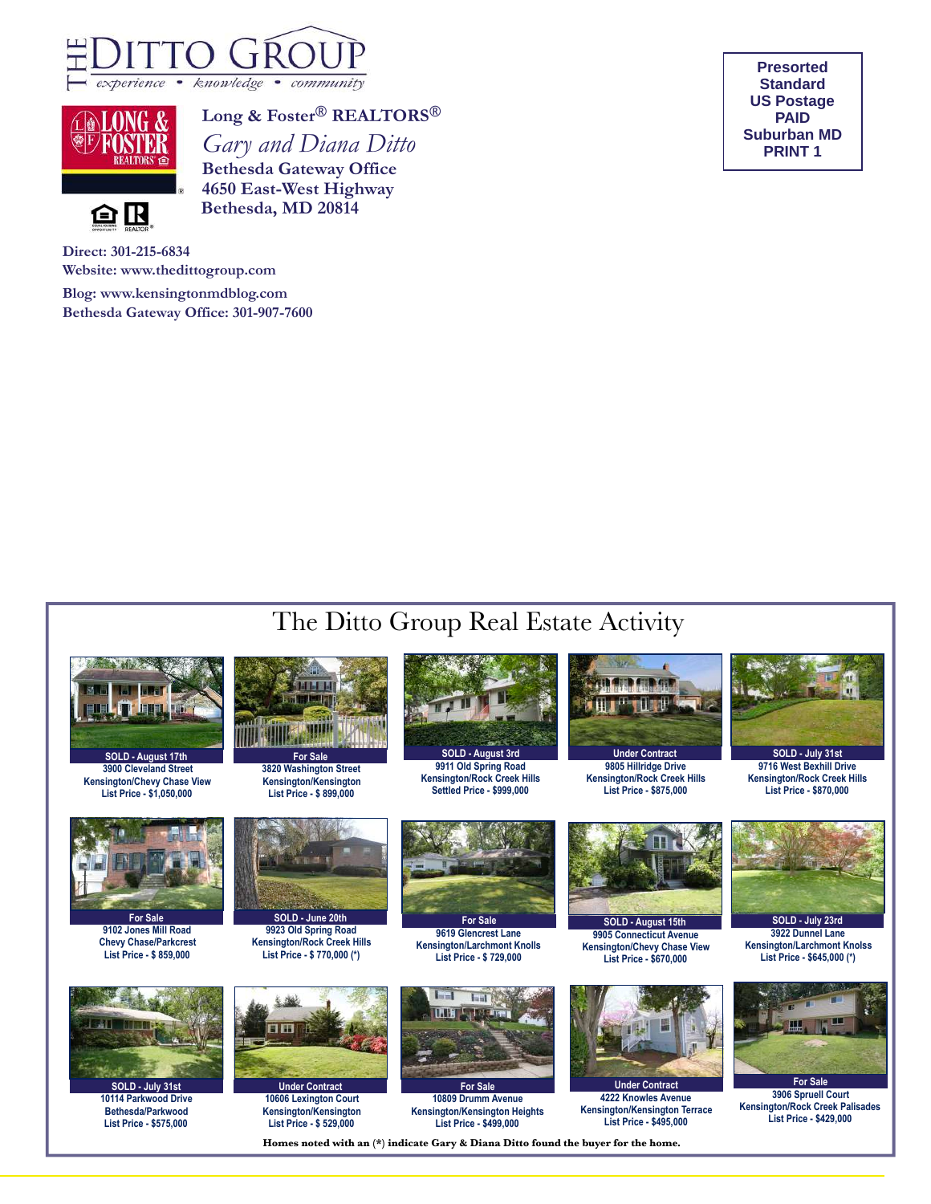# THE DITTO GROUP

*experience • knowledge • community*

**Long & Foster® REALTORS®**

*Gary and Diana Ditto*

**Bethesda Gateway Office**
**4650 East-West Highway**
**Bethesda, MD 20814**

**Direct: 301-215-6834**
**Website: www.thedittogroup.com**
**Blog: www.kensingtonmdblog.com**
**Bethesda Gateway Office: 301-907-7600**

**Presorted Standard US Postage PAID Suburban MD PRINT 1**

## The Ditto Group Real Estate Activity

**SOLD - August 17th**
3900 Cleveland Street
Kensington/Chevy Chase View
List Price - $1,050,000

**For Sale**
3820 Washington Street
Kensington/Kensington
List Price - $ 899,000

**SOLD - August 3rd**
9911 Old Spring Road
Kensington/Rock Creek Hills
Settled Price - $999,000

**Under Contract**
9805 Hillridge Drive
Kensington/Rock Creek Hills
List Price - $875,000

**SOLD - July 31st**
9716 West Bexhill Drive
Kensington/Rock Creek Hills
List Price - $870,000

**For Sale**
9102 Jones Mill Road
Chevy Chase/Parkcrest
List Price - $ 859,000

**SOLD - June 20th**
9923 Old Spring Road
Kensington/Rock Creek Hills
List Price - $ 770,000 (*)

**For Sale**
9619 Glencrest Lane
Kensington/Larchmont Knolls
List Price - $ 729,000

**SOLD - August 15th**
9905 Connecticut Avenue
Kensington/Chevy Chase View
List Price - $670,000

**SOLD - July 23rd**
3922 Dunnel Lane
Kensington/Larchmont Knolss
List Price - $645,000 (*)

**SOLD - July 31st**
10114 Parkwood Drive
Bethesda/Parkwood
List Price - $575,000

**Under Contract**
10606 Lexington Court
Kensington/Kensington
List Price - $ 529,000

**For Sale**
10809 Drumm Avenue
Kensington/Kensington Heights
List Price - $499,000

**Under Contract**
4222 Knowles Avenue
Kensington/Kensington Terrace
List Price - $495,000

**For Sale**
3906 Spruell Court
Kensington/Rock Creek Palisades
List Price - $429,000

**Homes noted with an (*) indicate Gary & Diana Ditto found the buyer for the home.**